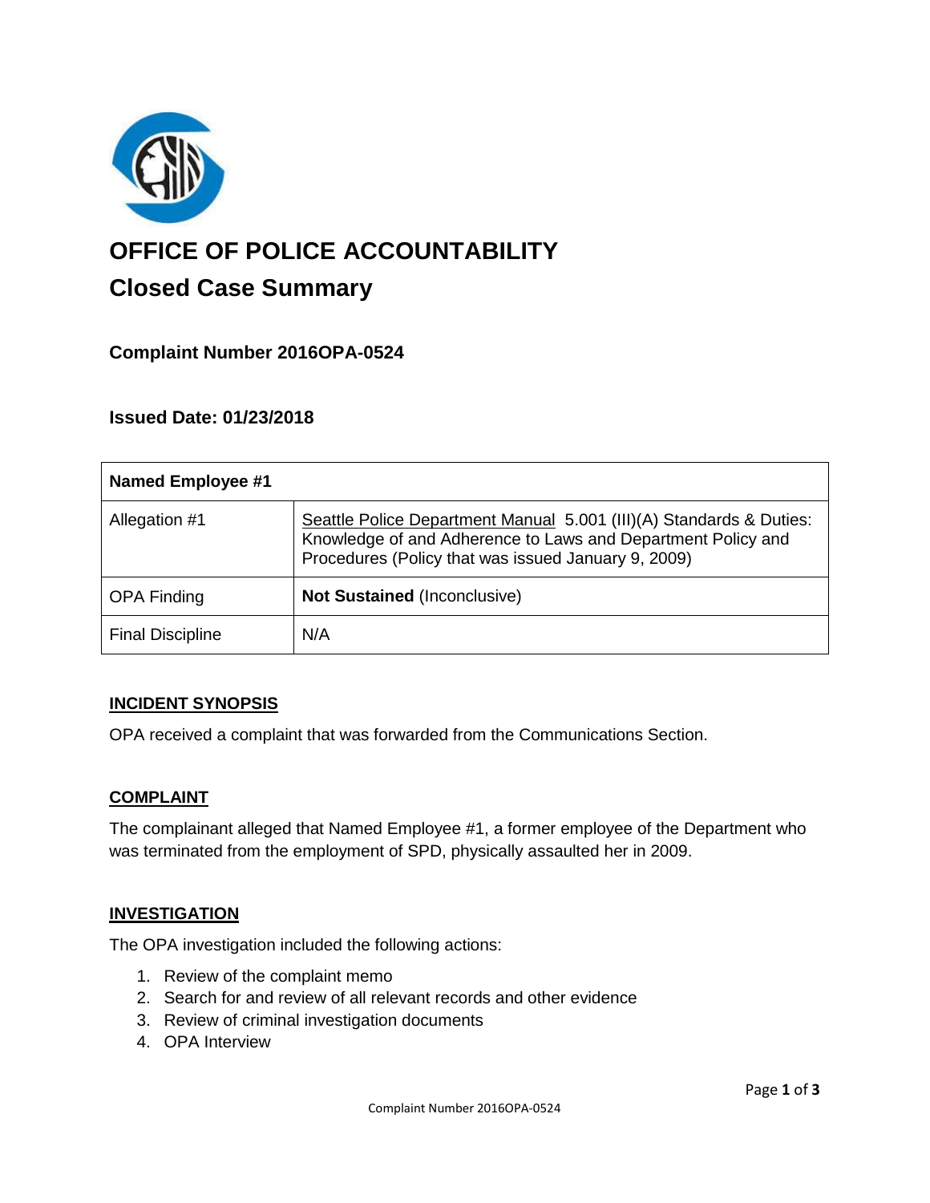# OFFICE OF POLICE ACCOUNTABILITY

## Closed Case Summary

### Complaint Number 2016OPA-0524

### Issued Date: 01/23/2018

| **Named Employee #1** | |
|---|---|
| Allegation #1 | Seattle Police Department Manual 5.001 (III)(A) Standards & Duties: Knowledge of and Adherence to Laws and Department Policy and Procedures (Policy that was issued January 9, 2009) |
| OPA Finding | **Not Sustained** (Inconclusive) |
| Final Discipline | N/A |

**INCIDENT SYNOPSIS**

OPA received a complaint that was forwarded from the Communications Section.

**COMPLAINT**

The complainant alleged that Named Employee #1, a former employee of the Department who was terminated from the employment of SPD, physically assaulted her in 2009.

**INVESTIGATION**

The OPA investigation included the following actions:

1. Review of the complaint memo
2. Search for and review of all relevant records and other evidence
3. Review of criminal investigation documents
4. OPA Interview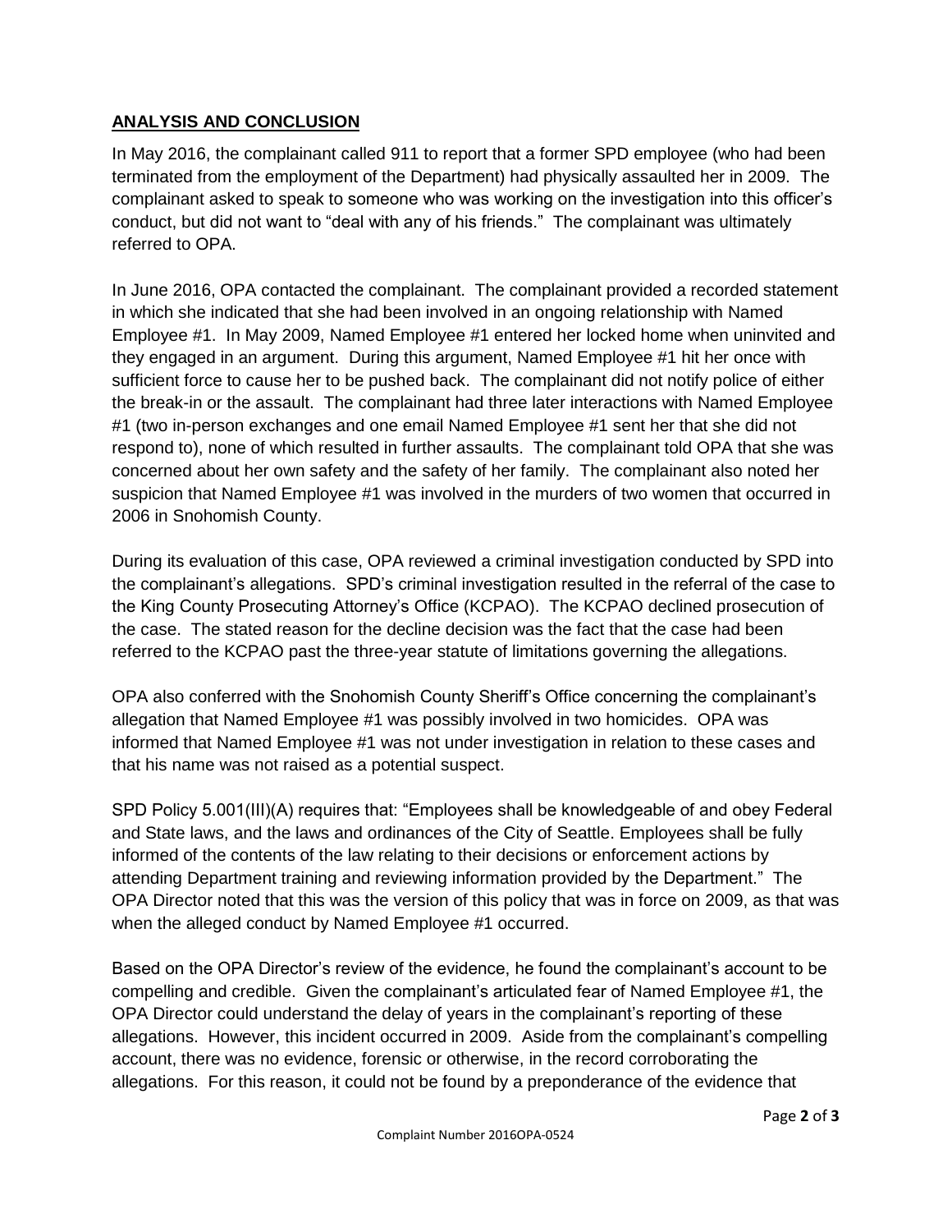## **ANALYSIS AND CONCLUSION**

In May 2016, the complainant called 911 to report that a former SPD employee (who had been terminated from the employment of the Department) had physically assaulted her in 2009. The complainant asked to speak to someone who was working on the investigation into this officer's conduct, but did not want to "deal with any of his friends." The complainant was ultimately referred to OPA.

In June 2016, OPA contacted the complainant. The complainant provided a recorded statement in which she indicated that she had been involved in an ongoing relationship with Named Employee #1. In May 2009, Named Employee #1 entered her locked home when uninvited and they engaged in an argument. During this argument, Named Employee #1 hit her once with sufficient force to cause her to be pushed back. The complainant did not notify police of either the break-in or the assault. The complainant had three later interactions with Named Employee #1 (two in-person exchanges and one email Named Employee #1 sent her that she did not respond to), none of which resulted in further assaults. The complainant told OPA that she was concerned about her own safety and the safety of her family. The complainant also noted her suspicion that Named Employee #1 was involved in the murders of two women that occurred in 2006 in Snohomish County.

During its evaluation of this case, OPA reviewed a criminal investigation conducted by SPD into the complainant's allegations. SPD's criminal investigation resulted in the referral of the case to the King County Prosecuting Attorney's Office (KCPAO). The KCPAO declined prosecution of the case. The stated reason for the decline decision was the fact that the case had been referred to the KCPAO past the three-year statute of limitations governing the allegations.

OPA also conferred with the Snohomish County Sheriff's Office concerning the complainant's allegation that Named Employee #1 was possibly involved in two homicides. OPA was informed that Named Employee #1 was not under investigation in relation to these cases and that his name was not raised as a potential suspect.

SPD Policy 5.001(III)(A) requires that: "Employees shall be knowledgeable of and obey Federal and State laws, and the laws and ordinances of the City of Seattle. Employees shall be fully informed of the contents of the law relating to their decisions or enforcement actions by attending Department training and reviewing information provided by the Department." The OPA Director noted that this was the version of this policy that was in force on 2009, as that was when the alleged conduct by Named Employee #1 occurred.

Based on the OPA Director's review of the evidence, he found the complainant's account to be compelling and credible. Given the complainant's articulated fear of Named Employee #1, the OPA Director could understand the delay of years in the complainant's reporting of these allegations. However, this incident occurred in 2009. Aside from the complainant's compelling account, there was no evidence, forensic or otherwise, in the record corroborating the allegations. For this reason, it could not be found by a preponderance of the evidence that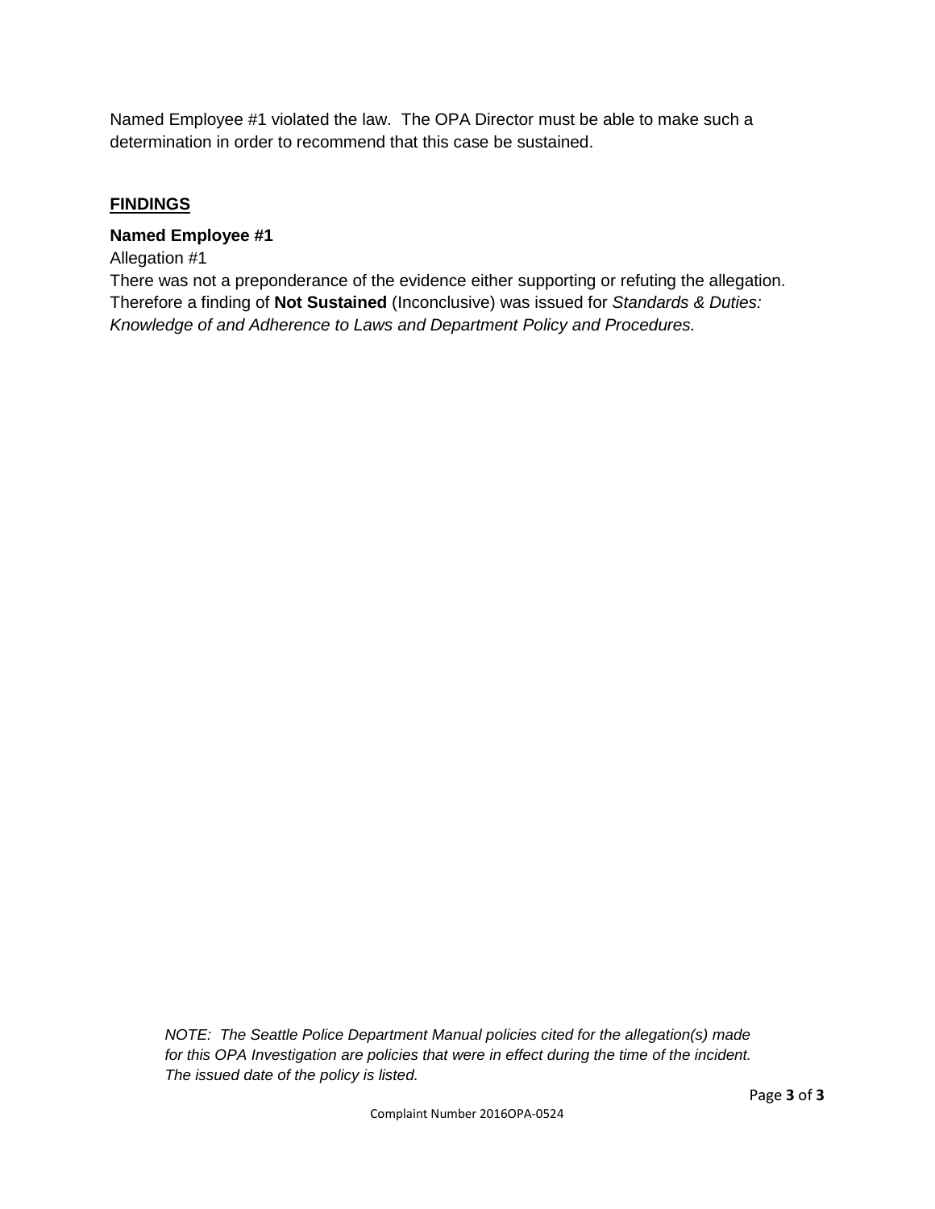Named Employee #1 violated the law. The OPA Director must be able to make such a determination in order to recommend that this case be sustained.

## FINDINGS

**Named Employee #1**

Allegation #1

There was not a preponderance of the evidence either supporting or refuting the allegation. Therefore a finding of **Not Sustained** (Inconclusive) was issued for *Standards & Duties: Knowledge of and Adherence to Laws and Department Policy and Procedures.*

*NOTE: The Seattle Police Department Manual policies cited for the allegation(s) made for this OPA Investigation are policies that were in effect during the time of the incident. The issued date of the policy is listed.*